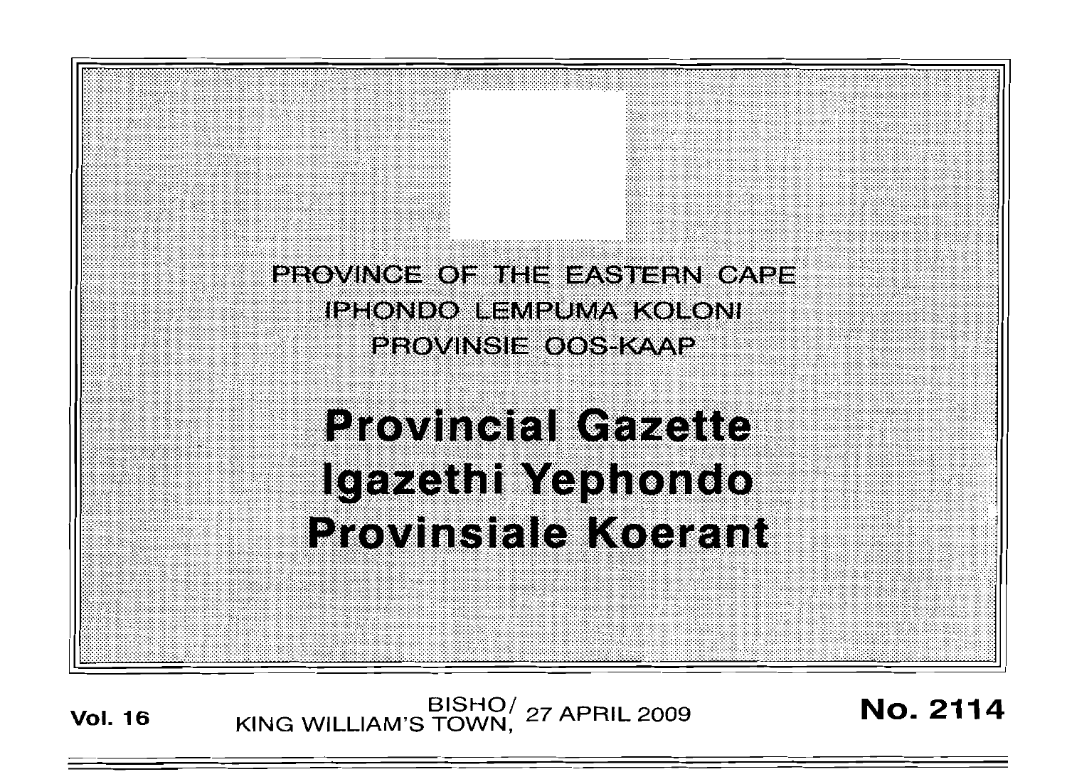PROVINCE OF THE EASTERN CAPE

IPHONDO LEMPUMA KOLONI

PROVINSIE OOS-KAAP

# Provincial Gazette
# Igazethi Yephondo
# Provinsiale Koerant

**Vol. 16** BISHO/KING WILLIAM'S TOWN, 27 APRIL 2009 **No. 2114**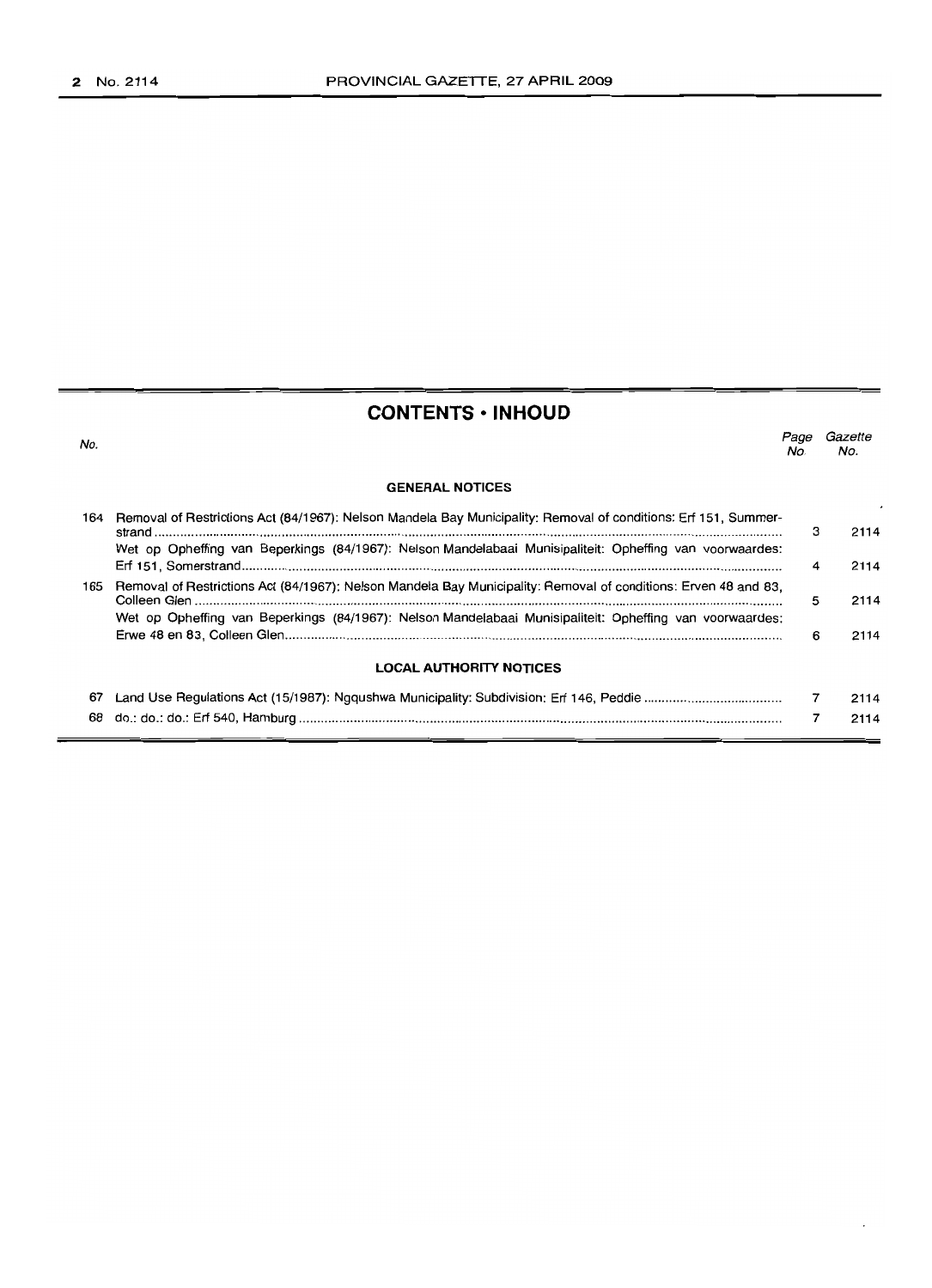## CONTENTS • INHOUD

| No. | | Page No. | Gazette No. |
|---|---|---|---|
| | **GENERAL NOTICES** | | |
| 164 | Removal of Restrictions Act (84/1967): Nelson Mandela Bay Municipality: Removal of conditions: Erf 151, Summerstrand | 3 | 2114 |
| | Wet op Opheffing van Beperkings (84/1967): Nelson Mandelabaai Munisipaliteit: Opheffing van voorwaardes: Erf 151, Somerstrand | 4 | 2114 |
| 165 | Removal of Restrictions Act (84/1967): Nelson Mandela Bay Municipality: Removal of conditions: Erven 48 and 83, Colleen Glen | 5 | 2114 |
| | Wet op Opheffing van Beperkings (84/1967): Nelson Mandelabaai Munisipaliteit: Opheffing van voorwaardes: Erwe 48 en 83, Colleen Glen | 6 | 2114 |
| | **LOCAL AUTHORITY NOTICES** | | |
| 67 | Land Use Regulations Act (15/1987): Ngqushwa Municipality: Subdivision: Erf 146, Peddie | 7 | 2114 |
| 68 | do.: do.: do.: Erf 540, Hamburg | 7 | 2114 |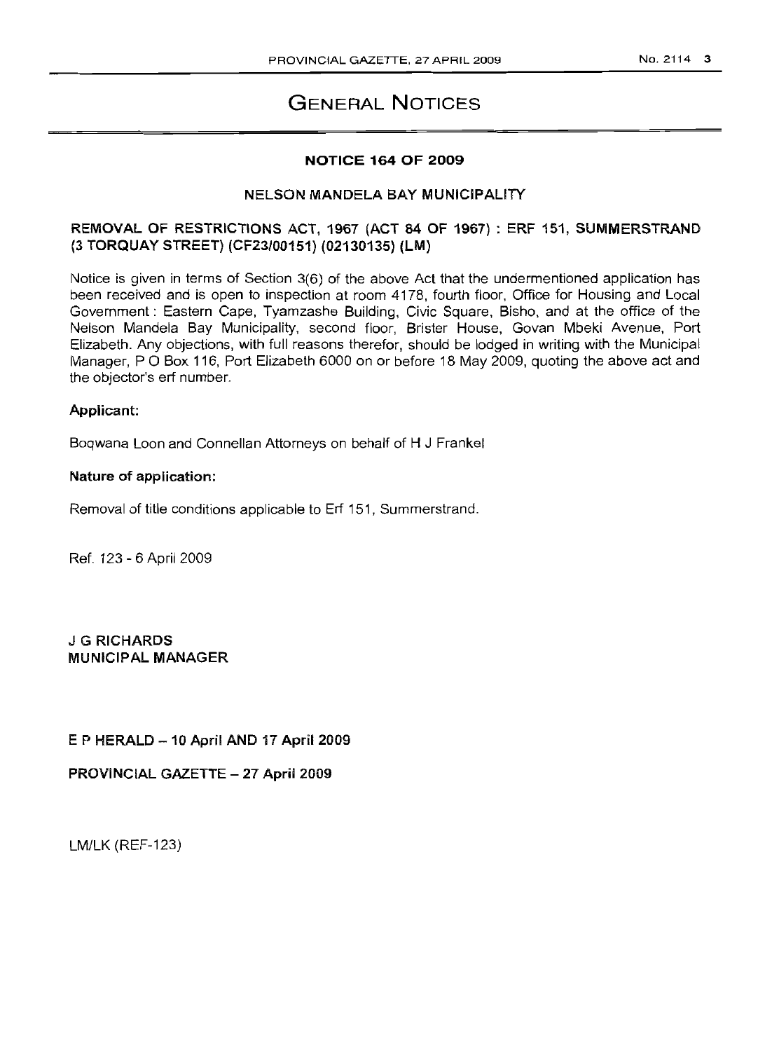# GENERAL NOTICES

## NOTICE 164 OF 2009

### NELSON MANDELA BAY MUNICIPALITY

### REMOVAL OF RESTRICTIONS ACT, 1967 (ACT 84 OF 1967) : ERF 151, SUMMERSTRAND (3 TORQUAY STREET) (CF23/00151) (02130135) (LM)

Notice is given in terms of Section 3(6) of the above Act that the undermentioned application has been received and is open to inspection at room 4178, fourth floor, Office for Housing and Local Government : Eastern Cape, Tyamzashe Building, Civic Square, Bisho, and at the office of the Nelson Mandela Bay Municipality, second floor, Brister House, Govan Mbeki Avenue, Port Elizabeth. Any objections, with full reasons therefor, should be lodged in writing with the Municipal Manager, P O Box 116, Port Elizabeth 6000 on or before 18 May 2009, quoting the above act and the objector's erf number.

**Applicant:**

Boqwana Loon and Connellan Attorneys on behalf of H J Frankel

**Nature of application:**

Removal of title conditions applicable to Erf 151, Summerstrand.

Ref. 123 - 6 April 2009

**J G RICHARDS**
**MUNICIPAL MANAGER**

**E P HERALD – 10 April AND 17 April 2009**

**PROVINCIAL GAZETTE – 27 April 2009**

LM/LK (REF-123)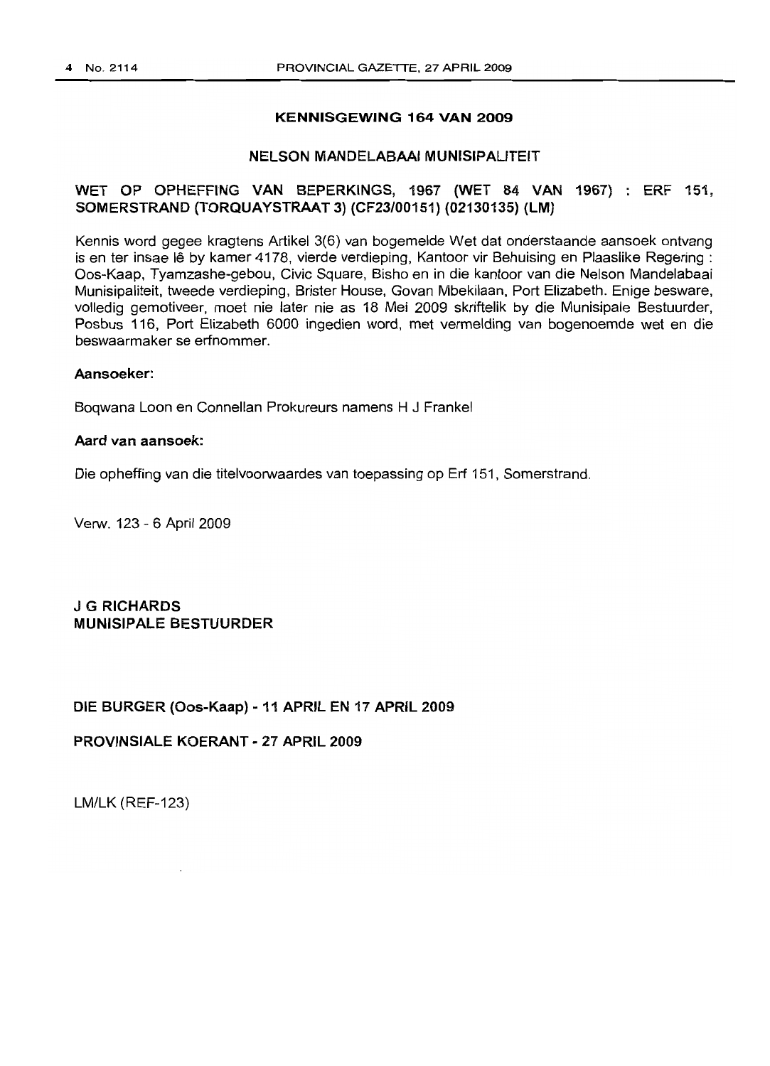## KENNISGEWING 164 VAN 2009

### NELSON MANDELABAAI MUNISIPALITEIT

### WET OP OPHEFFING VAN BEPERKINGS, 1967 (WET 84 VAN 1967) : ERF 151, SOMERSTRAND (TORQUAYSTRAAT 3) (CF23/00151) (02130135) (LM)

Kennis word gegee kragtens Artikel 3(6) van bogemelde Wet dat onderstaande aansoek ontvang is en ter insae lê by kamer 4178, vierde verdieping, Kantoor vir Behuising en Plaaslike Regering : Oos-Kaap, Tyamzashe-gebou, Civic Square, Bisho en in die kantoor van die Nelson Mandelabaai Munisipaliteit, tweede verdieping, Brister House, Govan Mbekilaan, Port Elizabeth. Enige besware, volledig gemotiveer, moet nie later nie as 18 Mei 2009 skriftelik by die Munisipale Bestuurder, Posbus 116, Port Elizabeth 6000 ingedien word, met vermelding van bogenoemde wet en die beswaarmaker se erfnommer.

**Aansoeker:**

Boqwana Loon en Connellan Prokureurs namens H J Frankel

**Aard van aansoek:**

Die opheffing van die titelvoorwaardes van toepassing op Erf 151, Somerstrand.

Verw. 123 - 6 April 2009

**J G RICHARDS**
**MUNISIPALE BESTUURDER**

**DIE BURGER (Oos-Kaap) - 11 APRIL EN 17 APRIL 2009**

**PROVINSIALE KOERANT - 27 APRIL 2009**

LM/LK (REF-123)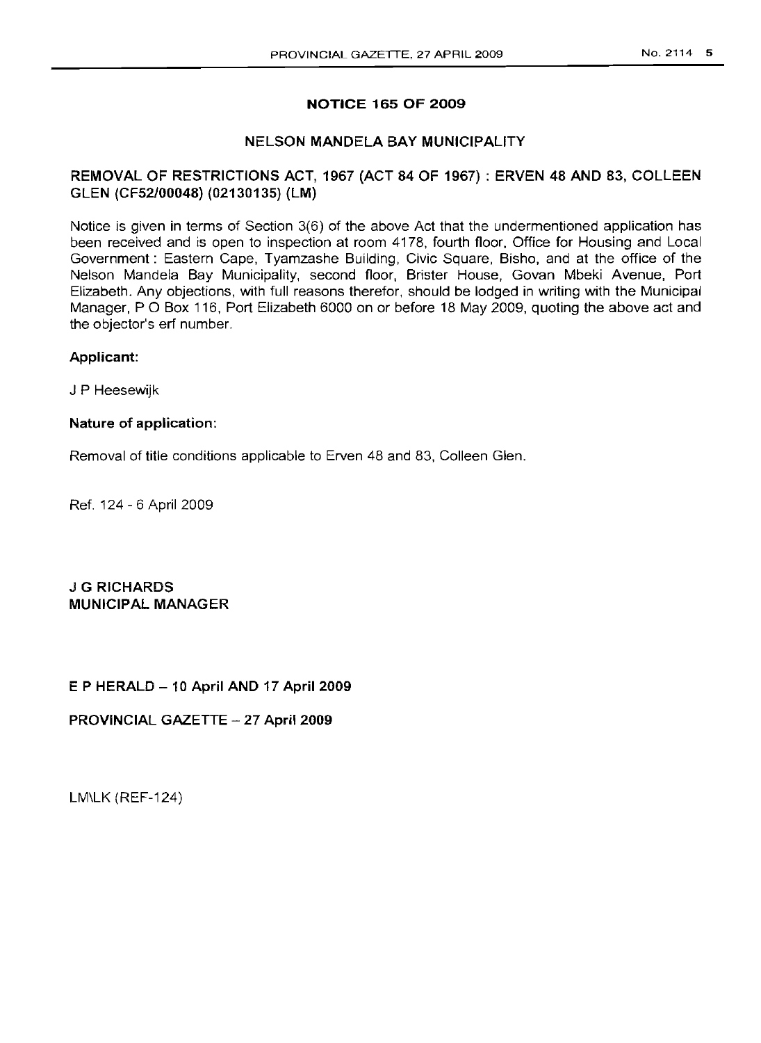## NOTICE 165 OF 2009

### NELSON MANDELA BAY MUNICIPALITY

### REMOVAL OF RESTRICTIONS ACT, 1967 (ACT 84 OF 1967) : ERVEN 48 AND 83, COLLEEN GLEN (CF52/00048) (02130135) (LM)

Notice is given in terms of Section 3(6) of the above Act that the undermentioned application has been received and is open to inspection at room 4178, fourth floor, Office for Housing and Local Government : Eastern Cape, Tyamzashe Building, Civic Square, Bisho, and at the office of the Nelson Mandela Bay Municipality, second floor, Brister House, Govan Mbeki Avenue, Port Elizabeth. Any objections, with full reasons therefor, should be lodged in writing with the Municipal Manager, P O Box 116, Port Elizabeth 6000 on or before 18 May 2009, quoting the above act and the objector's erf number.

**Applicant:**

J P Heesewijk

**Nature of application:**

Removal of title conditions applicable to Erven 48 and 83, Colleen Glen.

Ref. 124 - 6 April 2009

**J G RICHARDS**
**MUNICIPAL MANAGER**

**E P HERALD – 10 April AND 17 April 2009**

**PROVINCIAL GAZETTE – 27 April 2009**

LM\LK (REF-124)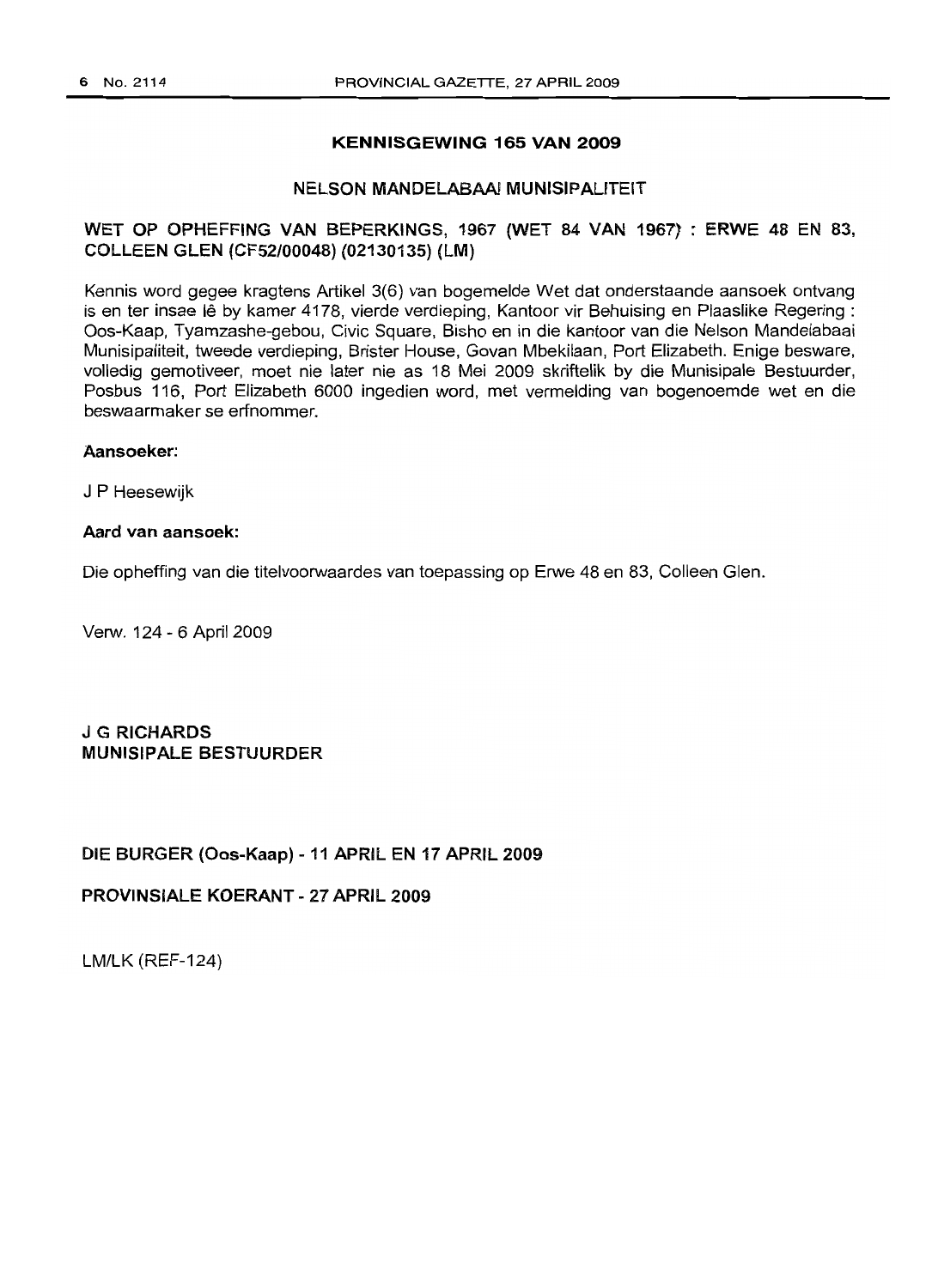## KENNISGEWING 165 VAN 2009

### NELSON MANDELABAAI MUNISIPALITEIT

### WET OP OPHEFFING VAN BEPERKINGS, 1967 (WET 84 VAN 1967) : ERWE 48 EN 83, COLLEEN GLEN (CF52/00048) (02130135) (LM)

Kennis word gegee kragtens Artikel 3(6) van bogemelde Wet dat onderstaande aansoek ontvang is en ter insae lê by kamer 4178, vierde verdieping, Kantoor vir Behuising en Plaaslike Regering : Oos-Kaap, Tyamzashe-gebou, Civic Square, Bisho en in die kantoor van die Nelson Mandelabaai Munisipaliteit, tweede verdieping, Brister House, Govan Mbekilaan, Port Elizabeth. Enige besware, volledig gemotiveer, moet nie later nie as 18 Mei 2009 skriftelik by die Munisipale Bestuurder, Posbus 116, Port Elizabeth 6000 ingedien word, met vermelding van bogenoemde wet en die beswaarmaker se erfnommer.

**Aansoeker:**

J P Heesewijk

**Aard van aansoek:**

Die opheffing van die titelvoorwaardes van toepassing op Erwe 48 en 83, Colleen Glen.

Verw. 124 - 6 April 2009

**J G RICHARDS**
**MUNISIPALE BESTUURDER**

**DIE BURGER (Oos-Kaap) - 11 APRIL EN 17 APRIL 2009**

**PROVINSIALE KOERANT - 27 APRIL 2009**

LM/LK (REF-124)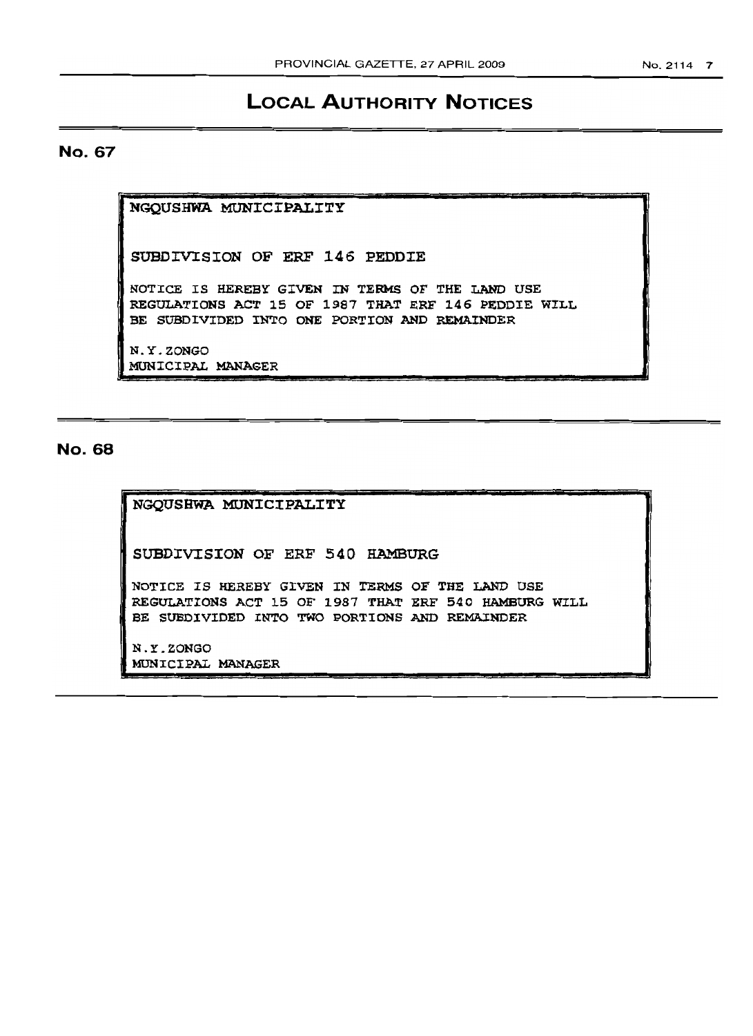# LOCAL AUTHORITY NOTICES

## No. 67

NGQUSHWA MUNICIPALITY

SUBDIVISION OF ERF 146 PEDDIE

NOTICE IS HEREBY GIVEN IN TERMS OF THE LAND USE REGULATIONS ACT 15 OF 1987 THAT ERF 146 PEDDIE WILL BE SUBDIVIDED INTO ONE PORTION AND REMAINDER

N.Y.ZONGO
MUNICIPAL MANAGER

## No. 68

NGQUSHWA MUNICIPALITY

SUBDIVISION OF ERF 540 HAMBURG

NOTICE IS HEREBY GIVEN IN TERMS OF THE LAND USE REGULATIONS ACT 15 OF 1987 THAT ERF 540 HAMBURG WILL BE SUBDIVIDED INTO TWO PORTIONS AND REMAINDER

N.Y.ZONGO
MUNICIPAL MANAGER